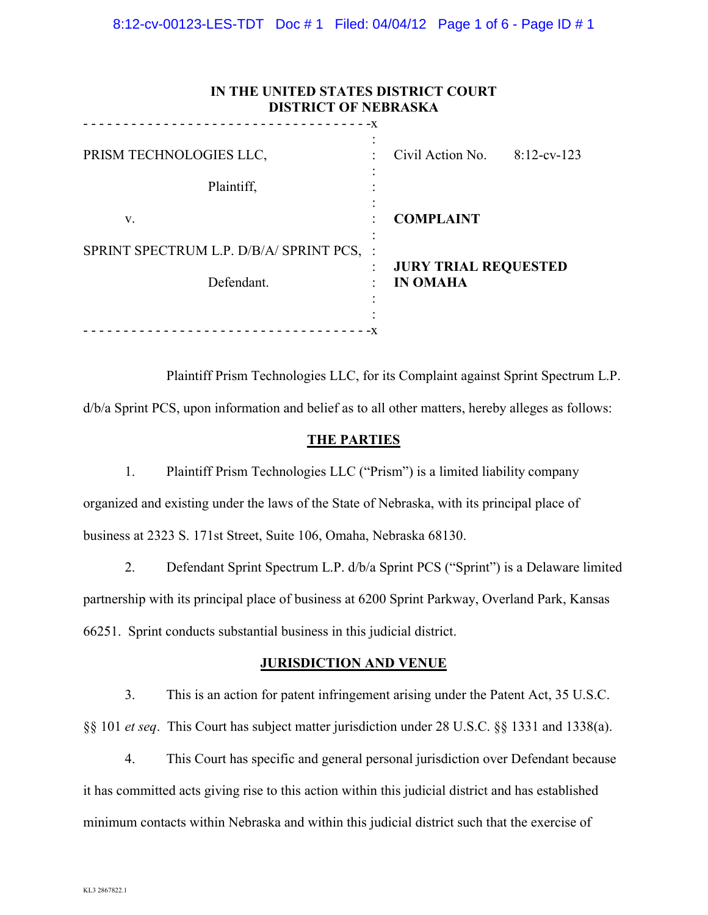**IN THE UNITED STATES DISTRICT COURT**
**DISTRICT OF NEBRASKA**

| | |
|---|---|
| PRISM TECHNOLOGIES LLC, | Civil Action No. 8:12-cv-123 |
| Plaintiff, | |
| v. | **COMPLAINT** |
| SPRINT SPECTRUM L.P. D/B/A/ SPRINT PCS, | **JURY TRIAL REQUESTED IN OMAHA** |
| Defendant. | |

Plaintiff Prism Technologies LLC, for its Complaint against Sprint Spectrum L.P. d/b/a Sprint PCS, upon information and belief as to all other matters, hereby alleges as follows:

## THE PARTIES

1. Plaintiff Prism Technologies LLC ("Prism") is a limited liability company organized and existing under the laws of the State of Nebraska, with its principal place of business at 2323 S. 171st Street, Suite 106, Omaha, Nebraska 68130.

2. Defendant Sprint Spectrum L.P. d/b/a Sprint PCS ("Sprint") is a Delaware limited partnership with its principal place of business at 6200 Sprint Parkway, Overland Park, Kansas 66251. Sprint conducts substantial business in this judicial district.

## JURISDICTION AND VENUE

3. This is an action for patent infringement arising under the Patent Act, 35 U.S.C. §§ 101 *et seq*. This Court has subject matter jurisdiction under 28 U.S.C. §§ 1331 and 1338(a).

4. This Court has specific and general personal jurisdiction over Defendant because it has committed acts giving rise to this action within this judicial district and has established minimum contacts within Nebraska and within this judicial district such that the exercise of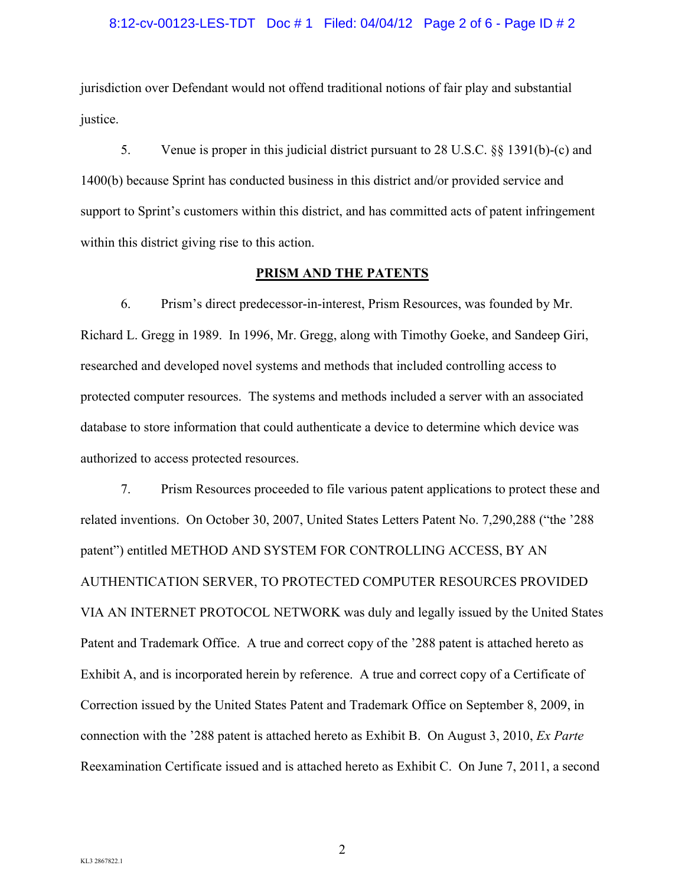jurisdiction over Defendant would not offend traditional notions of fair play and substantial justice.

5. Venue is proper in this judicial district pursuant to 28 U.S.C. §§ 1391(b)-(c) and 1400(b) because Sprint has conducted business in this district and/or provided service and support to Sprint's customers within this district, and has committed acts of patent infringement within this district giving rise to this action.

## PRISM AND THE PATENTS

6. Prism's direct predecessor-in-interest, Prism Resources, was founded by Mr. Richard L. Gregg in 1989. In 1996, Mr. Gregg, along with Timothy Goeke, and Sandeep Giri, researched and developed novel systems and methods that included controlling access to protected computer resources. The systems and methods included a server with an associated database to store information that could authenticate a device to determine which device was authorized to access protected resources.

7. Prism Resources proceeded to file various patent applications to protect these and related inventions. On October 30, 2007, United States Letters Patent No. 7,290,288 ("the '288 patent") entitled METHOD AND SYSTEM FOR CONTROLLING ACCESS, BY AN AUTHENTICATION SERVER, TO PROTECTED COMPUTER RESOURCES PROVIDED VIA AN INTERNET PROTOCOL NETWORK was duly and legally issued by the United States Patent and Trademark Office. A true and correct copy of the '288 patent is attached hereto as Exhibit A, and is incorporated herein by reference. A true and correct copy of a Certificate of Correction issued by the United States Patent and Trademark Office on September 8, 2009, in connection with the '288 patent is attached hereto as Exhibit B. On August 3, 2010, *Ex Parte* Reexamination Certificate issued and is attached hereto as Exhibit C. On June 7, 2011, a second

KL3 2867822.1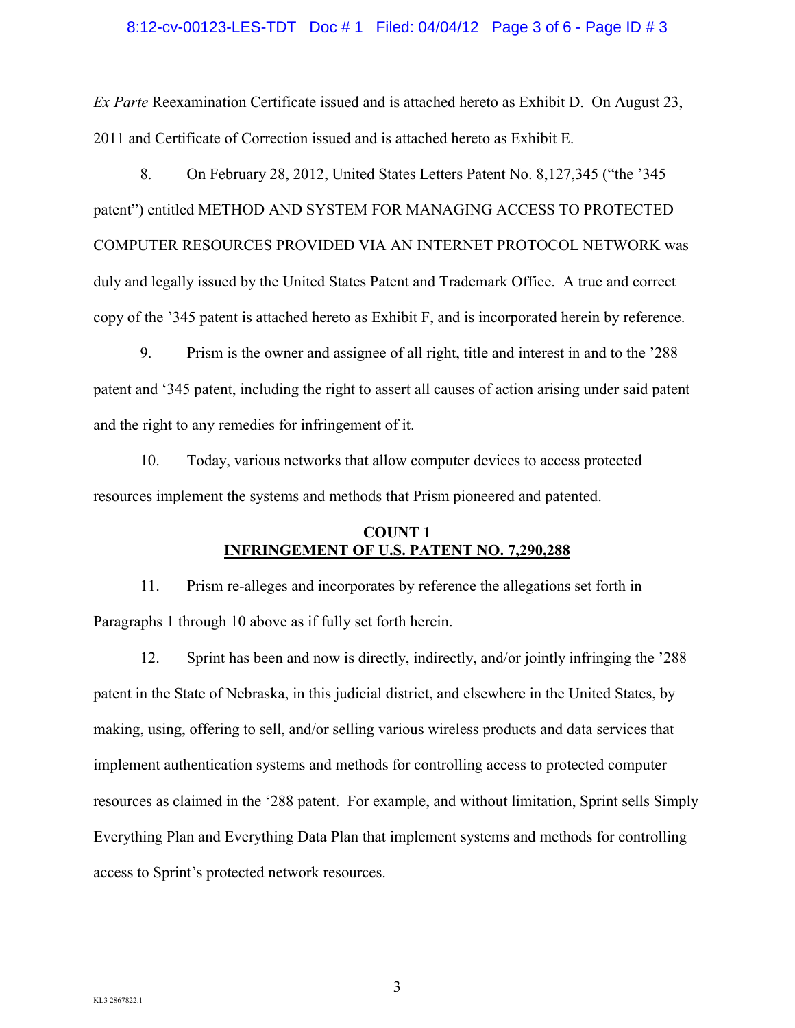*Ex Parte* Reexamination Certificate issued and is attached hereto as Exhibit D. On August 23, 2011 and Certificate of Correction issued and is attached hereto as Exhibit E.

8. On February 28, 2012, United States Letters Patent No. 8,127,345 ("the '345 patent") entitled METHOD AND SYSTEM FOR MANAGING ACCESS TO PROTECTED COMPUTER RESOURCES PROVIDED VIA AN INTERNET PROTOCOL NETWORK was duly and legally issued by the United States Patent and Trademark Office. A true and correct copy of the '345 patent is attached hereto as Exhibit F, and is incorporated herein by reference.

9. Prism is the owner and assignee of all right, title and interest in and to the '288 patent and '345 patent, including the right to assert all causes of action arising under said patent and the right to any remedies for infringement of it.

10. Today, various networks that allow computer devices to access protected resources implement the systems and methods that Prism pioneered and patented.

**COUNT 1**
**INFRINGEMENT OF U.S. PATENT NO. 7,290,288**

11. Prism re-alleges and incorporates by reference the allegations set forth in Paragraphs 1 through 10 above as if fully set forth herein.

12. Sprint has been and now is directly, indirectly, and/or jointly infringing the '288 patent in the State of Nebraska, in this judicial district, and elsewhere in the United States, by making, using, offering to sell, and/or selling various wireless products and data services that implement authentication systems and methods for controlling access to protected computer resources as claimed in the '288 patent. For example, and without limitation, Sprint sells Simply Everything Plan and Everything Data Plan that implement systems and methods for controlling access to Sprint's protected network resources.

KL3 2867822.1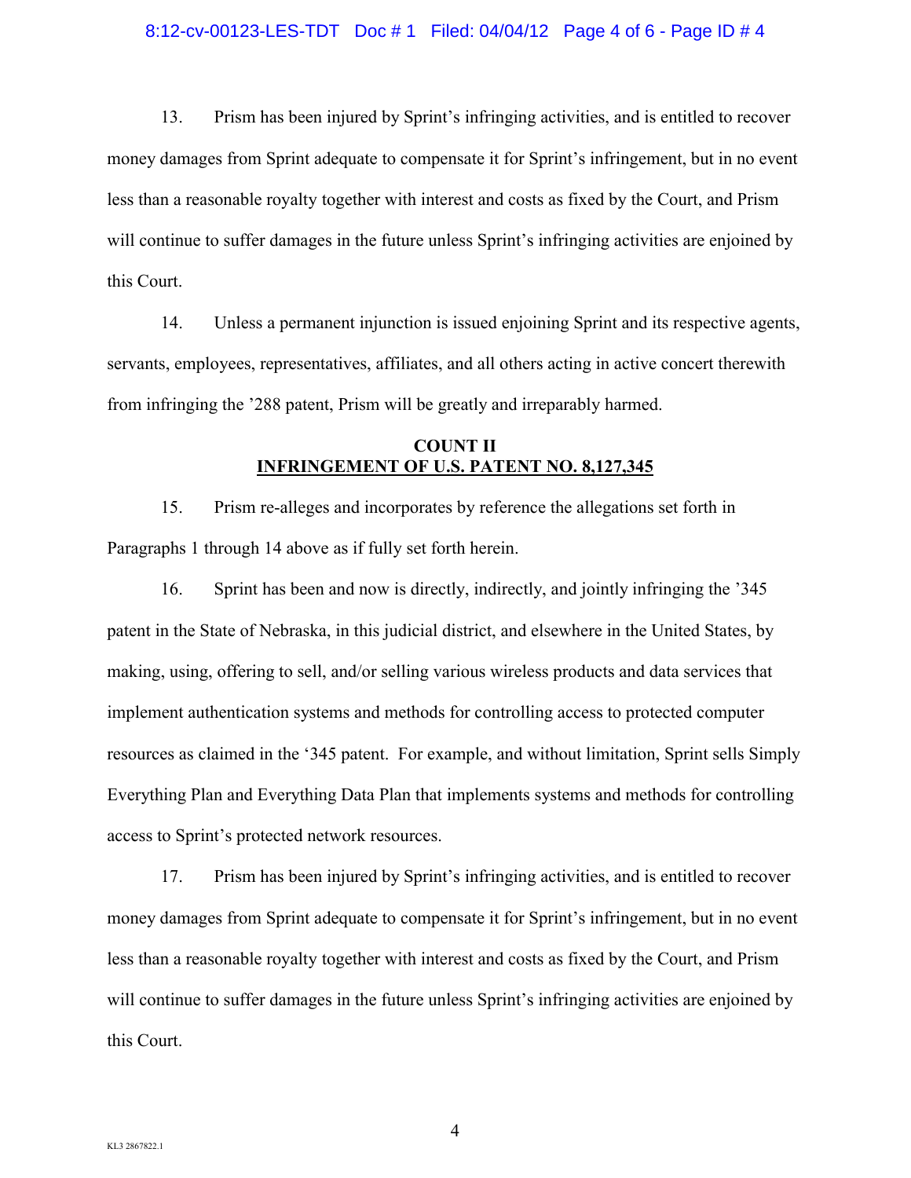13. Prism has been injured by Sprint's infringing activities, and is entitled to recover money damages from Sprint adequate to compensate it for Sprint's infringement, but in no event less than a reasonable royalty together with interest and costs as fixed by the Court, and Prism will continue to suffer damages in the future unless Sprint's infringing activities are enjoined by this Court.

14. Unless a permanent injunction is issued enjoining Sprint and its respective agents, servants, employees, representatives, affiliates, and all others acting in active concert therewith from infringing the '288 patent, Prism will be greatly and irreparably harmed.

**COUNT II**
**INFRINGEMENT OF U.S. PATENT NO. 8,127,345**

15. Prism re-alleges and incorporates by reference the allegations set forth in Paragraphs 1 through 14 above as if fully set forth herein.

16. Sprint has been and now is directly, indirectly, and jointly infringing the '345 patent in the State of Nebraska, in this judicial district, and elsewhere in the United States, by making, using, offering to sell, and/or selling various wireless products and data services that implement authentication systems and methods for controlling access to protected computer resources as claimed in the '345 patent. For example, and without limitation, Sprint sells Simply Everything Plan and Everything Data Plan that implements systems and methods for controlling access to Sprint's protected network resources.

17. Prism has been injured by Sprint's infringing activities, and is entitled to recover money damages from Sprint adequate to compensate it for Sprint's infringement, but in no event less than a reasonable royalty together with interest and costs as fixed by the Court, and Prism will continue to suffer damages in the future unless Sprint's infringing activities are enjoined by this Court.

KL3 2867822.1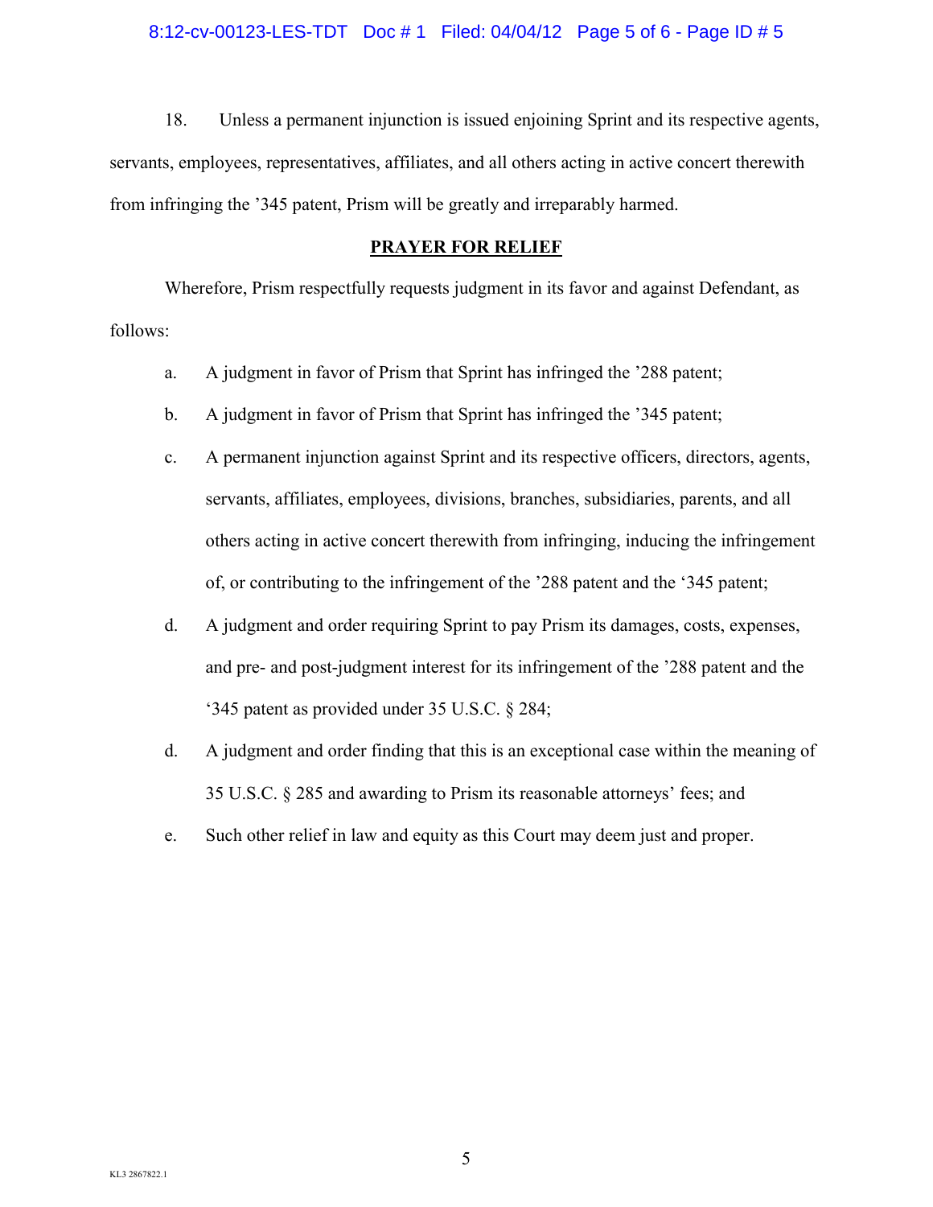18. Unless a permanent injunction is issued enjoining Sprint and its respective agents, servants, employees, representatives, affiliates, and all others acting in active concert therewith from infringing the ’345 patent, Prism will be greatly and irreparably harmed.

## PRAYER FOR RELIEF

Wherefore, Prism respectfully requests judgment in its favor and against Defendant, as follows:

a. A judgment in favor of Prism that Sprint has infringed the ’288 patent;

b. A judgment in favor of Prism that Sprint has infringed the ’345 patent;

c. A permanent injunction against Sprint and its respective officers, directors, agents, servants, affiliates, employees, divisions, branches, subsidiaries, parents, and all others acting in active concert therewith from infringing, inducing the infringement of, or contributing to the infringement of the ’288 patent and the ‘345 patent;

d. A judgment and order requiring Sprint to pay Prism its damages, costs, expenses, and pre- and post-judgment interest for its infringement of the ’288 patent and the ‘345 patent as provided under 35 U.S.C. § 284;

d. A judgment and order finding that this is an exceptional case within the meaning of 35 U.S.C. § 285 and awarding to Prism its reasonable attorneys’ fees; and

e. Such other relief in law and equity as this Court may deem just and proper.

KL3 2867822.1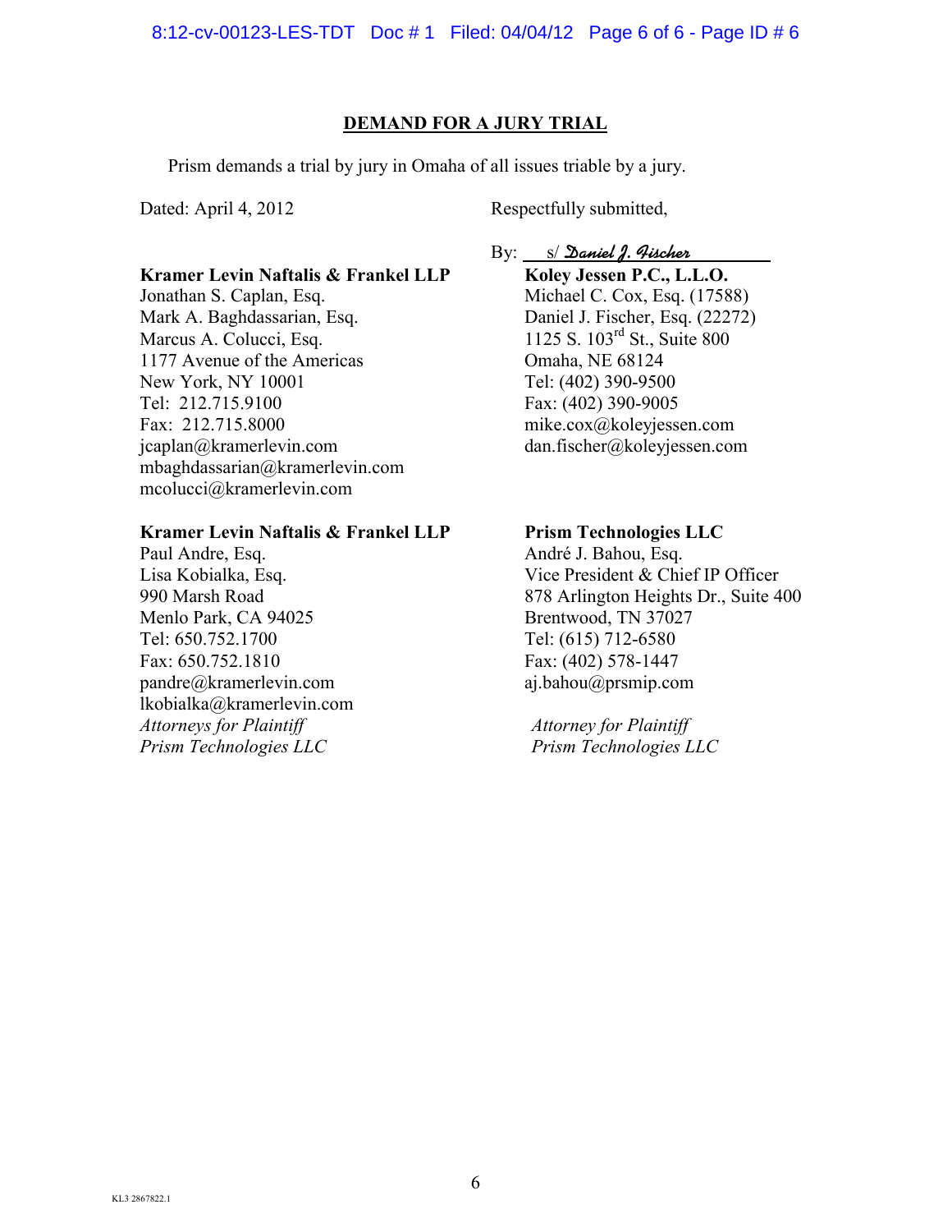## DEMAND FOR A JURY TRIAL

Prism demands a trial by jury in Omaha of all issues triable by a jury.

Dated: April 4, 2012

Respectfully submitted,

By: s/ Daniel J. Fischer

**Kramer Levin Naftalis & Frankel LLP**
Jonathan S. Caplan, Esq.
Mark A. Baghdassarian, Esq.
Marcus A. Colucci, Esq.
1177 Avenue of the Americas
New York, NY 10001
Tel: 212.715.9100
Fax: 212.715.8000
jcaplan@kramerlevin.com
mbaghdassarian@kramerlevin.com
mcolucci@kramerlevin.com

**Koley Jessen P.C., L.L.O.**
Michael C. Cox, Esq. (17588)
Daniel J. Fischer, Esq. (22272)
1125 S. 103rd St., Suite 800
Omaha, NE 68124
Tel: (402) 390-9500
Fax: (402) 390-9005
mike.cox@koleyjessen.com
dan.fischer@koleyjessen.com

**Kramer Levin Naftalis & Frankel LLP**
Paul Andre, Esq.
Lisa Kobialka, Esq.
990 Marsh Road
Menlo Park, CA 94025
Tel: 650.752.1700
Fax: 650.752.1810
pandre@kramerlevin.com
lkobialka@kramerlevin.com
*Attorneys for Plaintiff*
*Prism Technologies LLC*

**Prism Technologies LLC**
André J. Bahou, Esq.
Vice President & Chief IP Officer
878 Arlington Heights Dr., Suite 400
Brentwood, TN 37027
Tel: (615) 712-6580
Fax: (402) 578-1447
aj.bahou@prsmip.com

*Attorney for Plaintiff*
*Prism Technologies LLC*

KL3 2867822.1